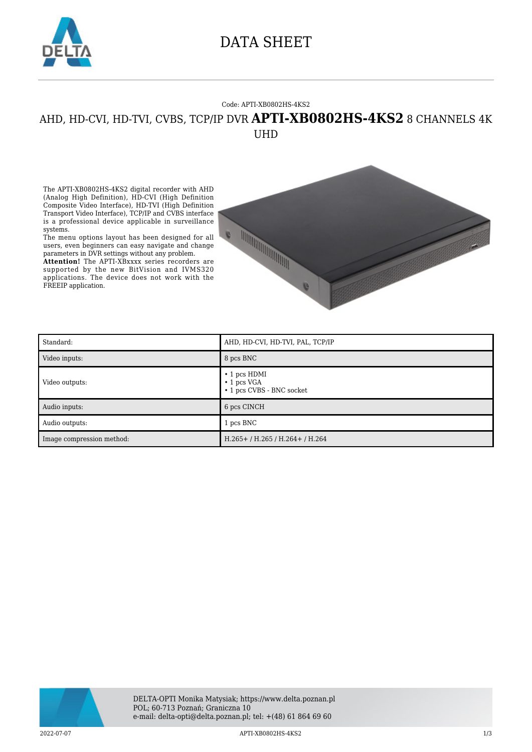# DATA SHEET

Code: APTI-XB0802HS-4KS2

## AHD, HD-CVI, HD-TVI, CVBS, TCP/IP DVR **APTI-XB0802HS-4KS2** 8 CHANNELS 4K UHD

The APTI-XB0802HS-4KS2 digital recorder with AHD (Analog High Definition), HD-CVI (High Definition Composite Video Interface), HD-TVI (High Definition Transport Video Interface), TCP/IP and CVBS interface is a professional device applicable in surveillance systems.
The menu options layout has been designed for all users, even beginners can easy navigate and change parameters in DVR settings without any problem.
**Attention!** The APTI-XBxxxx series recorders are supported by the new BitVision and IVMS320 applications. The device does not work with the FREEIP application.

| Standard: | AHD, HD-CVI, HD-TVI, PAL, TCP/IP |
|---|---|
| Video inputs: | 8 pcs BNC |
| Video outputs: | • 1 pcs HDMI<br>• 1 pcs VGA<br>• 1 pcs CVBS - BNC socket |
| Audio inputs: | 6 pcs CINCH |
| Audio outputs: | 1 pcs BNC |
| Image compression method: | H.265+ / H.265 / H.264+ / H.264 |

DELTA-OPTI Monika Matysiak; https://www.delta.poznan.pl
POL; 60-713 Poznań; Graniczna 10
e-mail: delta-opti@delta.poznan.pl; tel: +(48) 61 864 69 60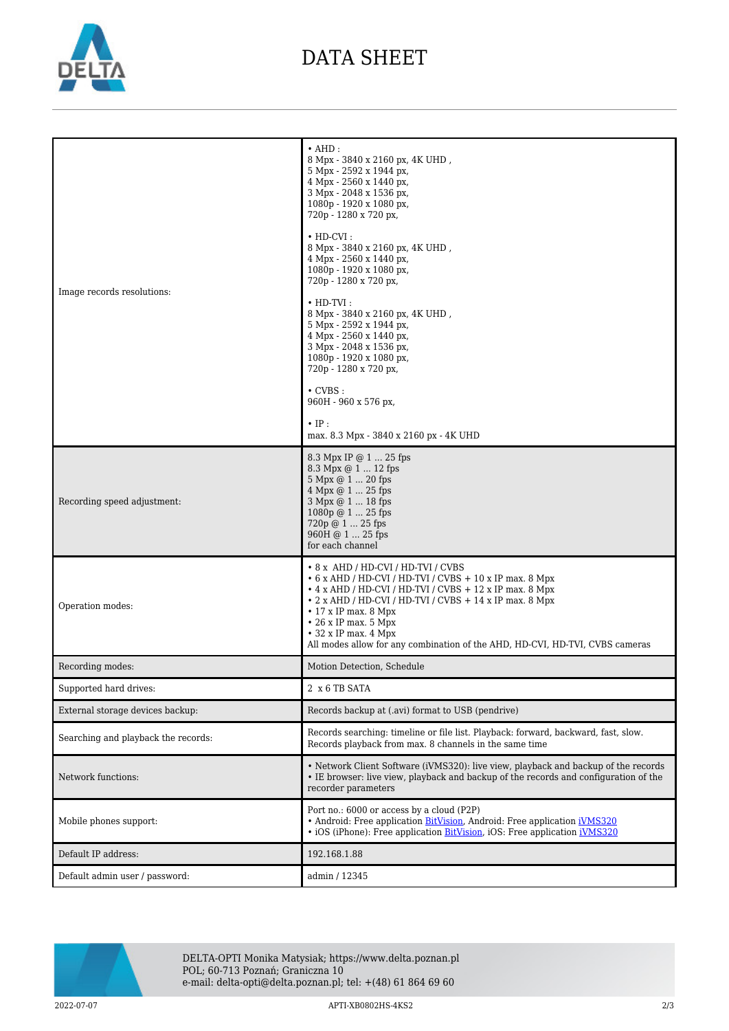| | |
|---|---|
| Image records resolutions: | • AHD :<br>8 Mpx - 3840 x 2160 px, 4K UHD ,<br>5 Mpx - 2592 x 1944 px,<br>4 Mpx - 2560 x 1440 px,<br>3 Mpx - 2048 x 1536 px,<br>1080p - 1920 x 1080 px,<br>720p - 1280 x 720 px,<br><br>• HD-CVI :<br>8 Mpx - 3840 x 2160 px, 4K UHD ,<br>4 Mpx - 2560 x 1440 px,<br>1080p - 1920 x 1080 px,<br>720p - 1280 x 720 px,<br><br>• HD-TVI :<br>8 Mpx - 3840 x 2160 px, 4K UHD ,<br>5 Mpx - 2592 x 1944 px,<br>4 Mpx - 2560 x 1440 px,<br>3 Mpx - 2048 x 1536 px,<br>1080p - 1920 x 1080 px,<br>720p - 1280 x 720 px,<br><br>• CVBS :<br>960H - 960 x 576 px,<br><br>• IP :<br>max. 8.3 Mpx - 3840 x 2160 px - 4K UHD |
| Recording speed adjustment: | 8.3 Mpx IP @ 1 ... 25 fps<br>8.3 Mpx @ 1 ... 12 fps<br>5 Mpx @ 1 ... 20 fps<br>4 Mpx @ 1 ... 25 fps<br>3 Mpx @ 1 ... 18 fps<br>1080p @ 1 ... 25 fps<br>720p @ 1 ... 25 fps<br>960H @ 1 ... 25 fps<br>for each channel |
| Operation modes: | • 8 x AHD / HD-CVI / HD-TVI / CVBS<br>• 6 x AHD / HD-CVI / HD-TVI / CVBS + 10 x IP max. 8 Mpx<br>• 4 x AHD / HD-CVI / HD-TVI / CVBS + 12 x IP max. 8 Mpx<br>• 2 x AHD / HD-CVI / HD-TVI / CVBS + 14 x IP max. 8 Mpx<br>• 17 x IP max. 8 Mpx<br>• 26 x IP max. 5 Mpx<br>• 32 x IP max. 4 Mpx<br>All modes allow for any combination of the AHD, HD-CVI, HD-TVI, CVBS cameras |
| Recording modes: | Motion Detection, Schedule |
| Supported hard drives: | 2 x 6 TB SATA |
| External storage devices backup: | Records backup at (.avi) format to USB (pendrive) |
| Searching and playback the records: | Records searching: timeline or file list. Playback: forward, backward, fast, slow.<br>Records playback from max. 8 channels in the same time |
| Network functions: | • Network Client Software (iVMS320): live view, playback and backup of the records<br>• IE browser: live view, playback and backup of the records and configuration of the recorder parameters |
| Mobile phones support: | Port no.: 6000 or access by a cloud (P2P)<br>• Android: Free application BitVision, Android: Free application iVMS320<br>• iOS (iPhone): Free application BitVision, iOS: Free application iVMS320 |
| Default IP address: | 192.168.1.88 |
| Default admin user / password: | admin / 12345 |

DELTA-OPTI Monika Matysiak; https://www.delta.poznan.pl
POL; 60-713 Poznań; Graniczna 10
e-mail: delta-opti@delta.poznan.pl; tel: +(48) 61 864 69 60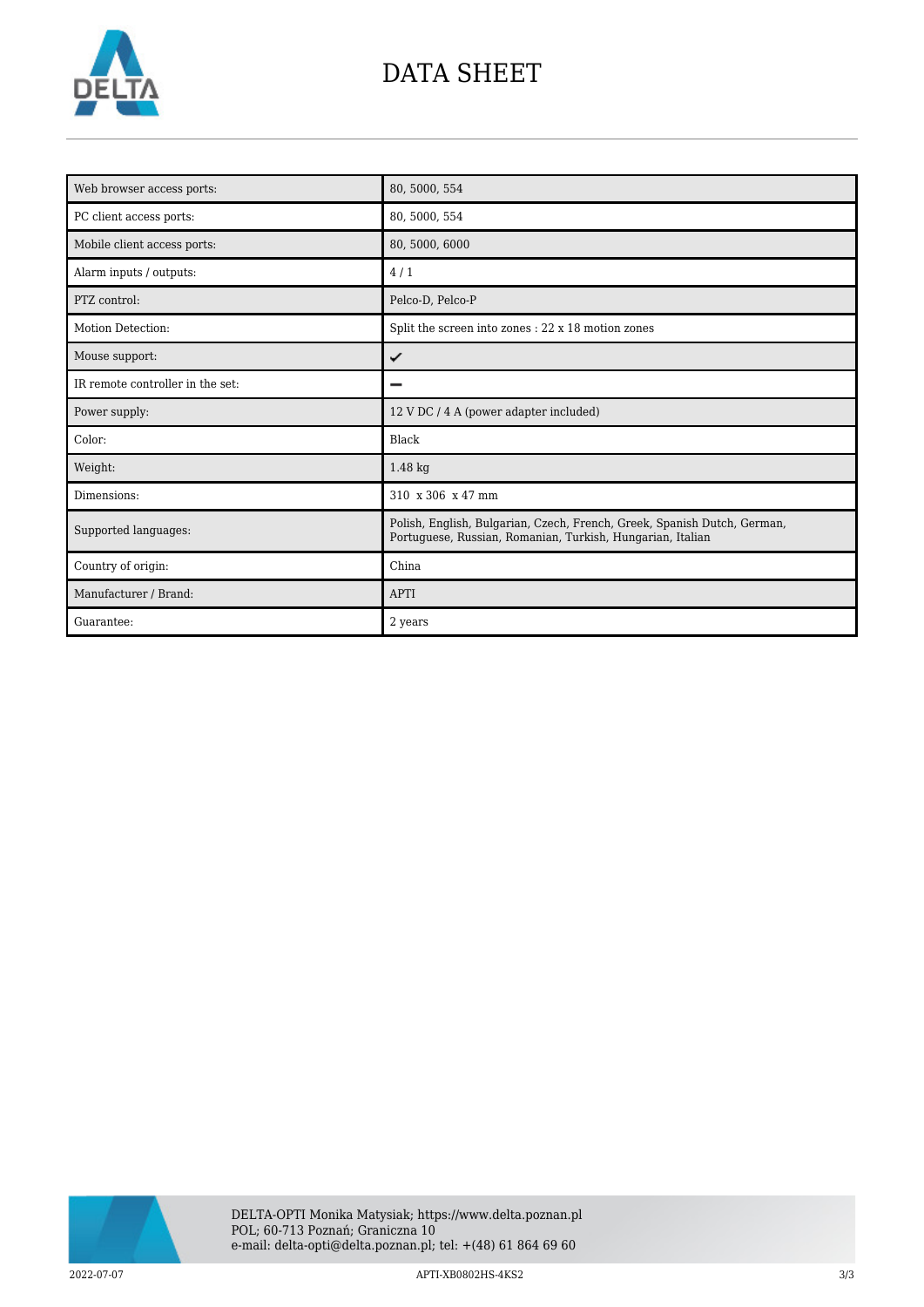# DATA SHEET

| | |
|---|---|
| Web browser access ports: | 80, 5000, 554 |
| PC client access ports: | 80, 5000, 554 |
| Mobile client access ports: | 80, 5000, 6000 |
| Alarm inputs / outputs: | 4 / 1 |
| PTZ control: | Pelco-D, Pelco-P |
| Motion Detection: | Split the screen into zones : 22 x 18 motion zones |
| Mouse support: | ✔ |
| IR remote controller in the set: | – |
| Power supply: | 12 V DC / 4 A (power adapter included) |
| Color: | Black |
| Weight: | 1.48 kg |
| Dimensions: | 310 x 306 x 47 mm |
| Supported languages: | Polish, English, Bulgarian, Czech, French, Greek, Spanish Dutch, German, Portuguese, Russian, Romanian, Turkish, Hungarian, Italian |
| Country of origin: | China |
| Manufacturer / Brand: | APTI |
| Guarantee: | 2 years |

DELTA-OPTI Monika Matysiak; https://www.delta.poznan.pl
POL; 60-713 Poznań; Graniczna 10
e-mail: delta-opti@delta.poznan.pl; tel: +(48) 61 864 69 60

2022-07-07 APTI-XB0802HS-4KS2